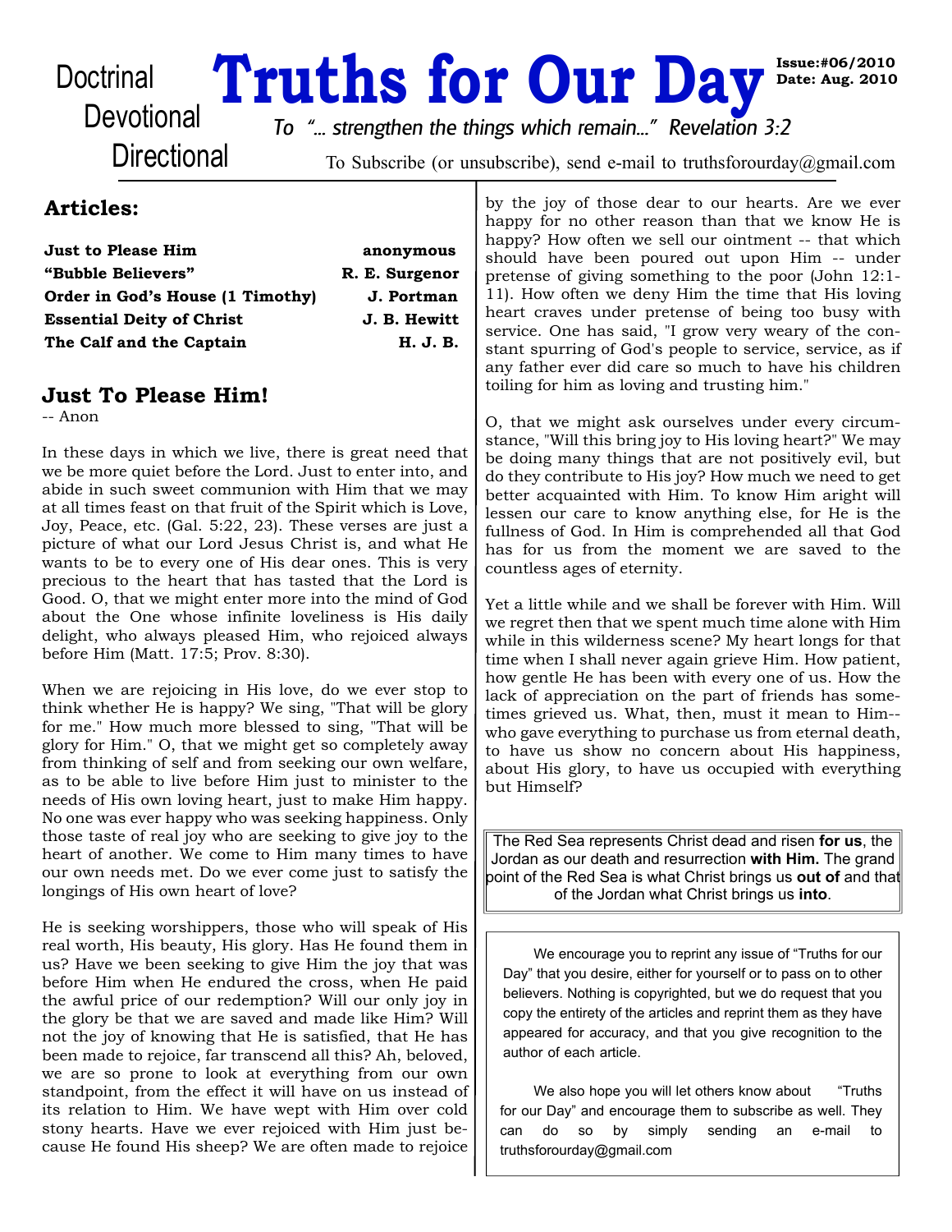Doctrinal
Devotional
Directional

# Truths for Our Day

**Issue:#06/2010**
**Date: Aug. 2010**

*To "... strengthen the things which remain..." Revelation 3:2*

To Subscribe (or unsubscribe), send e-mail to truthsforourday@gmail.com

## Articles:

| | |
|---|---|
| **Just to Please Him** | **anonymous** |
| **"Bubble Believers"** | **R. E. Surgenor** |
| **Order in God's House (1 Timothy)** | **J. Portman** |
| **Essential Deity of Christ** | **J. B. Hewitt** |
| **The Calf and the Captain** | **H. J. B.** |

## Just To Please Him!

-- Anon

In these days in which we live, there is great need that we be more quiet before the Lord. Just to enter into, and abide in such sweet communion with Him that we may at all times feast on that fruit of the Spirit which is Love, Joy, Peace, etc. (Gal. 5:22, 23). These verses are just a picture of what our Lord Jesus Christ is, and what He wants to be to every one of His dear ones. This is very precious to the heart that has tasted that the Lord is Good. O, that we might enter more into the mind of God about the One whose infinite loveliness is His daily delight, who always pleased Him, who rejoiced always before Him (Matt. 17:5; Prov. 8:30).

When we are rejoicing in His love, do we ever stop to think whether He is happy? We sing, "That will be glory for me." How much more blessed to sing, "That will be glory for Him." O, that we might get so completely away from thinking of self and from seeking our own welfare, as to be able to live before Him just to minister to the needs of His own loving heart, just to make Him happy. No one was ever happy who was seeking happiness. Only those taste of real joy who are seeking to give joy to the heart of another. We come to Him many times to have our own needs met. Do we ever come just to satisfy the longings of His own heart of love?

He is seeking worshippers, those who will speak of His real worth, His beauty, His glory. Has He found them in us? Have we been seeking to give Him the joy that was before Him when He endured the cross, when He paid the awful price of our redemption? Will our only joy in the glory be that we are saved and made like Him? Will not the joy of knowing that He is satisfied, that He has been made to rejoice, far transcend all this? Ah, beloved, we are so prone to look at everything from our own standpoint, from the effect it will have on us instead of its relation to Him. We have wept with Him over cold stony hearts. Have we ever rejoiced with Him just because He found His sheep? We are often made to rejoice by the joy of those dear to our hearts. Are we ever happy for no other reason than that we know He is happy? How often we sell our ointment -- that which should have been poured out upon Him -- under pretense of giving something to the poor (John 12:1-11). How often we deny Him the time that His loving heart craves under pretense of being too busy with service. One has said, "I grow very weary of the constant spurring of God's people to service, service, as if any father ever did care so much to have his children toiling for him as loving and trusting him."

O, that we might ask ourselves under every circumstance, "Will this bring joy to His loving heart?" We may be doing many things that are not positively evil, but do they contribute to His joy? How much we need to get better acquainted with Him. To know Him aright will lessen our care to know anything else, for He is the fullness of God. In Him is comprehended all that God has for us from the moment we are saved to the countless ages of eternity.

Yet a little while and we shall be forever with Him. Will we regret then that we spent much time alone with Him while in this wilderness scene? My heart longs for that time when I shall never again grieve Him. How patient, how gentle He has been with every one of us. How the lack of appreciation on the part of friends has sometimes grieved us. What, then, must it mean to Him-- who gave everything to purchase us from eternal death, to have us show no concern about His happiness, about His glory, to have us occupied with everything but Himself?

---

The Red Sea represents Christ dead and risen **for us**, the Jordan as our death and resurrection **with Him.** The grand point of the Red Sea is what Christ brings us **out of** and that of the Jordan what Christ brings us **into**.

---

We encourage you to reprint any issue of "Truths for our Day" that you desire, either for yourself or to pass on to other believers. Nothing is copyrighted, but we do request that you copy the entirety of the articles and reprint them as they have appeared for accuracy, and that you give recognition to the author of each article.

We also hope you will let others know about "Truths for our Day" and encourage them to subscribe as well. They can do so by simply sending an e-mail to truthsforourday@gmail.com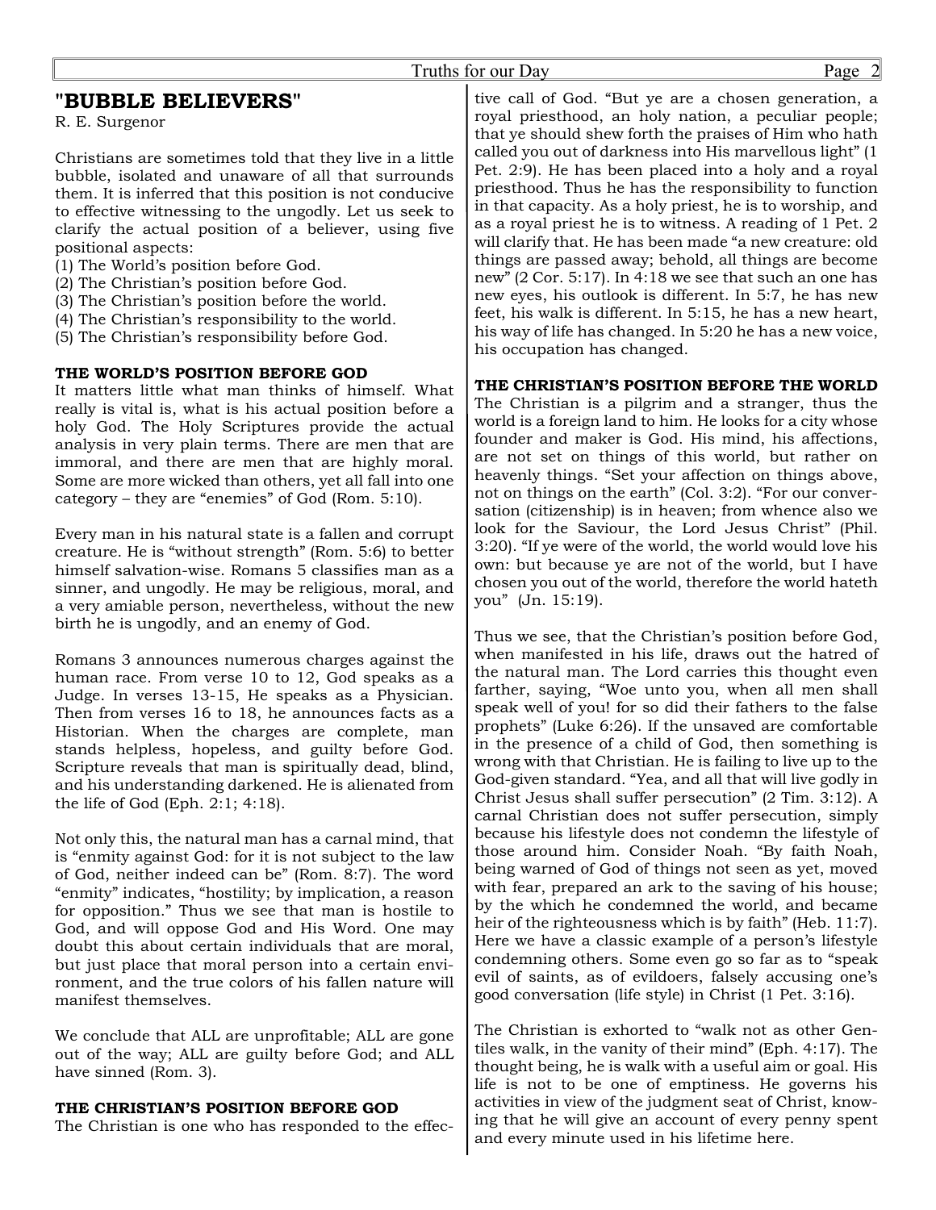## "BUBBLE BELIEVERS"

R. E. Surgenor

Christians are sometimes told that they live in a little bubble, isolated and unaware of all that surrounds them. It is inferred that this position is not conducive to effective witnessing to the ungodly. Let us seek to clarify the actual position of a believer, using five positional aspects:

(1) The World's position before God.
(2) The Christian's position before God.
(3) The Christian's position before the world.
(4) The Christian's responsibility to the world.
(5) The Christian's responsibility before God.

**THE WORLD'S POSITION BEFORE GOD**

It matters little what man thinks of himself. What really is vital is, what is his actual position before a holy God. The Holy Scriptures provide the actual analysis in very plain terms. There are men that are immoral, and there are men that are highly moral. Some are more wicked than others, yet all fall into one category – they are "enemies" of God (Rom. 5:10).

Every man in his natural state is a fallen and corrupt creature. He is "without strength" (Rom. 5:6) to better himself salvation-wise. Romans 5 classifies man as a sinner, and ungodly. He may be religious, moral, and a very amiable person, nevertheless, without the new birth he is ungodly, and an enemy of God.

Romans 3 announces numerous charges against the human race. From verse 10 to 12, God speaks as a Judge. In verses 13-15, He speaks as a Physician. Then from verses 16 to 18, he announces facts as a Historian. When the charges are complete, man stands helpless, hopeless, and guilty before God. Scripture reveals that man is spiritually dead, blind, and his understanding darkened. He is alienated from the life of God (Eph. 2:1; 4:18).

Not only this, the natural man has a carnal mind, that is "enmity against God: for it is not subject to the law of God, neither indeed can be" (Rom. 8:7). The word "enmity" indicates, "hostility; by implication, a reason for opposition." Thus we see that man is hostile to God, and will oppose God and His Word. One may doubt this about certain individuals that are moral, but just place that moral person into a certain environment, and the true colors of his fallen nature will manifest themselves.

We conclude that ALL are unprofitable; ALL are gone out of the way; ALL are guilty before God; and ALL have sinned (Rom. 3).

**THE CHRISTIAN'S POSITION BEFORE GOD**

The Christian is one who has responded to the effective call of God. "But ye are a chosen generation, a royal priesthood, an holy nation, a peculiar people; that ye should shew forth the praises of Him who hath called you out of darkness into His marvellous light" (1 Pet. 2:9). He has been placed into a holy and a royal priesthood. Thus he has the responsibility to function in that capacity. As a holy priest, he is to worship, and as a royal priest he is to witness. A reading of 1 Pet. 2 will clarify that. He has been made "a new creature: old things are passed away; behold, all things are become new" (2 Cor. 5:17). In 4:18 we see that such an one has new eyes, his outlook is different. In 5:7, he has new feet, his walk is different. In 5:15, he has a new heart, his way of life has changed. In 5:20 he has a new voice, his occupation has changed.

**THE CHRISTIAN'S POSITION BEFORE THE WORLD**

The Christian is a pilgrim and a stranger, thus the world is a foreign land to him. He looks for a city whose founder and maker is God. His mind, his affections, are not set on things of this world, but rather on heavenly things. "Set your affection on things above, not on things on the earth" (Col. 3:2). "For our conversation (citizenship) is in heaven; from whence also we look for the Saviour, the Lord Jesus Christ" (Phil. 3:20). "If ye were of the world, the world would love his own: but because ye are not of the world, but I have chosen you out of the world, therefore the world hateth you" (Jn. 15:19).

Thus we see, that the Christian's position before God, when manifested in his life, draws out the hatred of the natural man. The Lord carries this thought even farther, saying, "Woe unto you, when all men shall speak well of you! for so did their fathers to the false prophets" (Luke 6:26). If the unsaved are comfortable in the presence of a child of God, then something is wrong with that Christian. He is failing to live up to the God-given standard. "Yea, and all that will live godly in Christ Jesus shall suffer persecution" (2 Tim. 3:12). A carnal Christian does not suffer persecution, simply because his lifestyle does not condemn the lifestyle of those around him. Consider Noah. "By faith Noah, being warned of God of things not seen as yet, moved with fear, prepared an ark to the saving of his house; by the which he condemned the world, and became heir of the righteousness which is by faith" (Heb. 11:7). Here we have a classic example of a person's lifestyle condemning others. Some even go so far as to "speak evil of saints, as of evildoers, falsely accusing one's good conversation (life style) in Christ (1 Pet. 3:16).

The Christian is exhorted to "walk not as other Gentiles walk, in the vanity of their mind" (Eph. 4:17). The thought being, he is walk with a useful aim or goal. His life is not to be one of emptiness. He governs his activities in view of the judgment seat of Christ, knowing that he will give an account of every penny spent and every minute used in his lifetime here.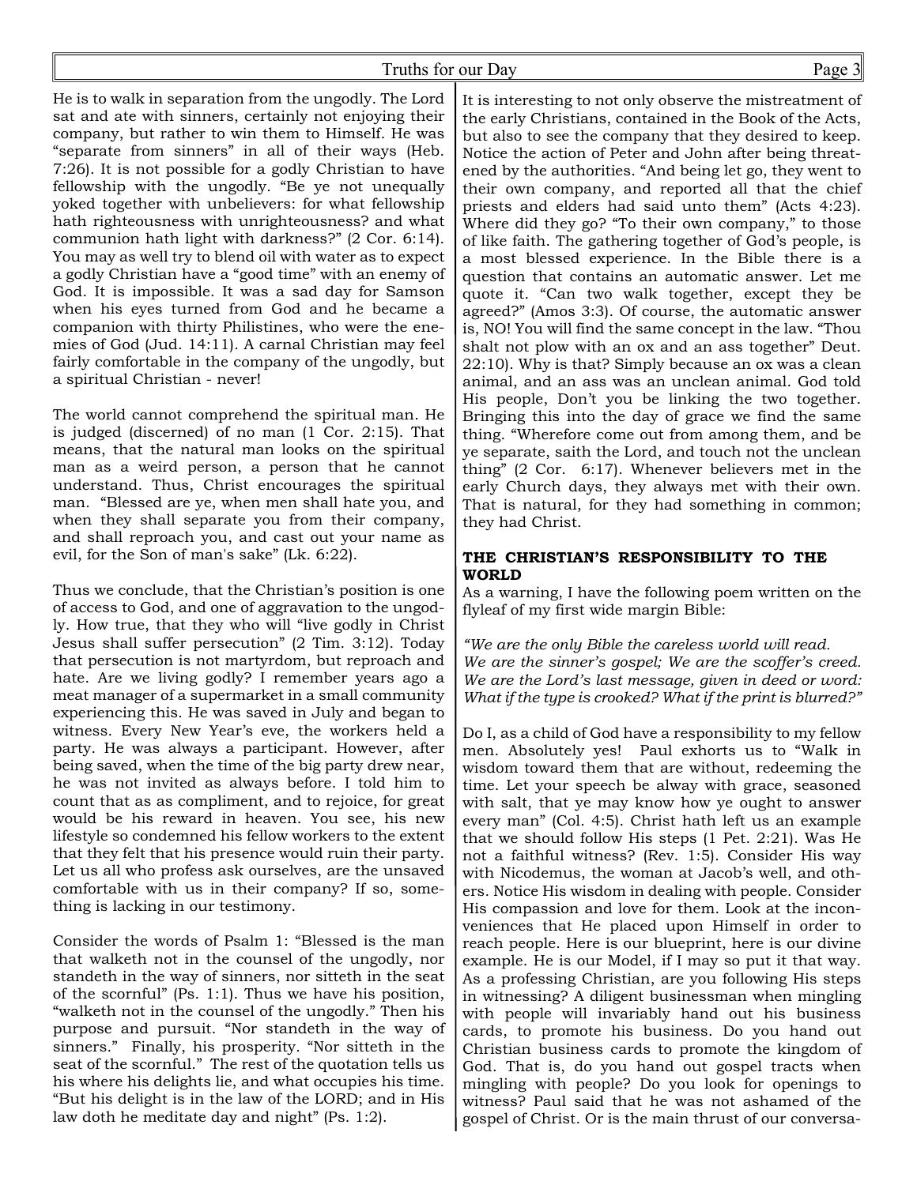He is to walk in separation from the ungodly. The Lord sat and ate with sinners, certainly not enjoying their company, but rather to win them to Himself. He was "separate from sinners" in all of their ways (Heb. 7:26). It is not possible for a godly Christian to have fellowship with the ungodly. "Be ye not unequally yoked together with unbelievers: for what fellowship hath righteousness with unrighteousness? and what communion hath light with darkness?" (2 Cor. 6:14). You may as well try to blend oil with water as to expect a godly Christian have a "good time" with an enemy of God. It is impossible. It was a sad day for Samson when his eyes turned from God and he became a companion with thirty Philistines, who were the enemies of God (Jud. 14:11). A carnal Christian may feel fairly comfortable in the company of the ungodly, but a spiritual Christian - never!

The world cannot comprehend the spiritual man. He is judged (discerned) of no man (1 Cor. 2:15). That means, that the natural man looks on the spiritual man as a weird person, a person that he cannot understand. Thus, Christ encourages the spiritual man. "Blessed are ye, when men shall hate you, and when they shall separate you from their company, and shall reproach you, and cast out your name as evil, for the Son of man's sake" (Lk. 6:22).

Thus we conclude, that the Christian's position is one of access to God, and one of aggravation to the ungodly. How true, that they who will "live godly in Christ Jesus shall suffer persecution" (2 Tim. 3:12). Today that persecution is not martyrdom, but reproach and hate. Are we living godly? I remember years ago a meat manager of a supermarket in a small community experiencing this. He was saved in July and began to witness. Every New Year's eve, the workers held a party. He was always a participant. However, after being saved, when the time of the big party drew near, he was not invited as always before. I told him to count that as as compliment, and to rejoice, for great would be his reward in heaven. You see, his new lifestyle so condemned his fellow workers to the extent that they felt that his presence would ruin their party. Let us all who profess ask ourselves, are the unsaved comfortable with us in their company? If so, something is lacking in our testimony.

Consider the words of Psalm 1: "Blessed is the man that walketh not in the counsel of the ungodly, nor standeth in the way of sinners, nor sitteth in the seat of the scornful" (Ps. 1:1). Thus we have his position, "walketh not in the counsel of the ungodly." Then his purpose and pursuit. "Nor standeth in the way of sinners." Finally, his prosperity. "Nor sitteth in the seat of the scornful." The rest of the quotation tells us his where his delights lie, and what occupies his time. "But his delight is in the law of the LORD; and in His law doth he meditate day and night" (Ps. 1:2).

It is interesting to not only observe the mistreatment of the early Christians, contained in the Book of the Acts, but also to see the company that they desired to keep. Notice the action of Peter and John after being threatened by the authorities. "And being let go, they went to their own company, and reported all that the chief priests and elders had said unto them" (Acts 4:23). Where did they go? "To their own company," to those of like faith. The gathering together of God's people, is a most blessed experience. In the Bible there is a question that contains an automatic answer. Let me quote it. "Can two walk together, except they be agreed?" (Amos 3:3). Of course, the automatic answer is, NO! You will find the same concept in the law. "Thou shalt not plow with an ox and an ass together" Deut. 22:10). Why is that? Simply because an ox was a clean animal, and an ass was an unclean animal. God told His people, Don't you be linking the two together. Bringing this into the day of grace we find the same thing. "Wherefore come out from among them, and be ye separate, saith the Lord, and touch not the unclean thing" (2 Cor. 6:17). Whenever believers met in the early Church days, they always met with their own. That is natural, for they had something in common; they had Christ.

**THE CHRISTIAN'S RESPONSIBILITY TO THE WORLD**

As a warning, I have the following poem written on the flyleaf of my first wide margin Bible:

*"We are the only Bible the careless world will read.*
*We are the sinner's gospel; We are the scoffer's creed.*
*We are the Lord's last message, given in deed or word:*
*What if the type is crooked? What if the print is blurred?"*

Do I, as a child of God have a responsibility to my fellow men. Absolutely yes! Paul exhorts us to "Walk in wisdom toward them that are without, redeeming the time. Let your speech be alway with grace, seasoned with salt, that ye may know how ye ought to answer every man" (Col. 4:5). Christ hath left us an example that we should follow His steps (1 Pet. 2:21). Was He not a faithful witness? (Rev. 1:5). Consider His way with Nicodemus, the woman at Jacob's well, and others. Notice His wisdom in dealing with people. Consider His compassion and love for them. Look at the inconveniences that He placed upon Himself in order to reach people. Here is our blueprint, here is our divine example. He is our Model, if I may so put it that way. As a professing Christian, are you following His steps in witnessing? A diligent businessman when mingling with people will invariably hand out his business cards, to promote his business. Do you hand out Christian business cards to promote the kingdom of God. That is, do you hand out gospel tracts when mingling with people? Do you look for openings to witness? Paul said that he was not ashamed of the gospel of Christ. Or is the main thrust of our conversa-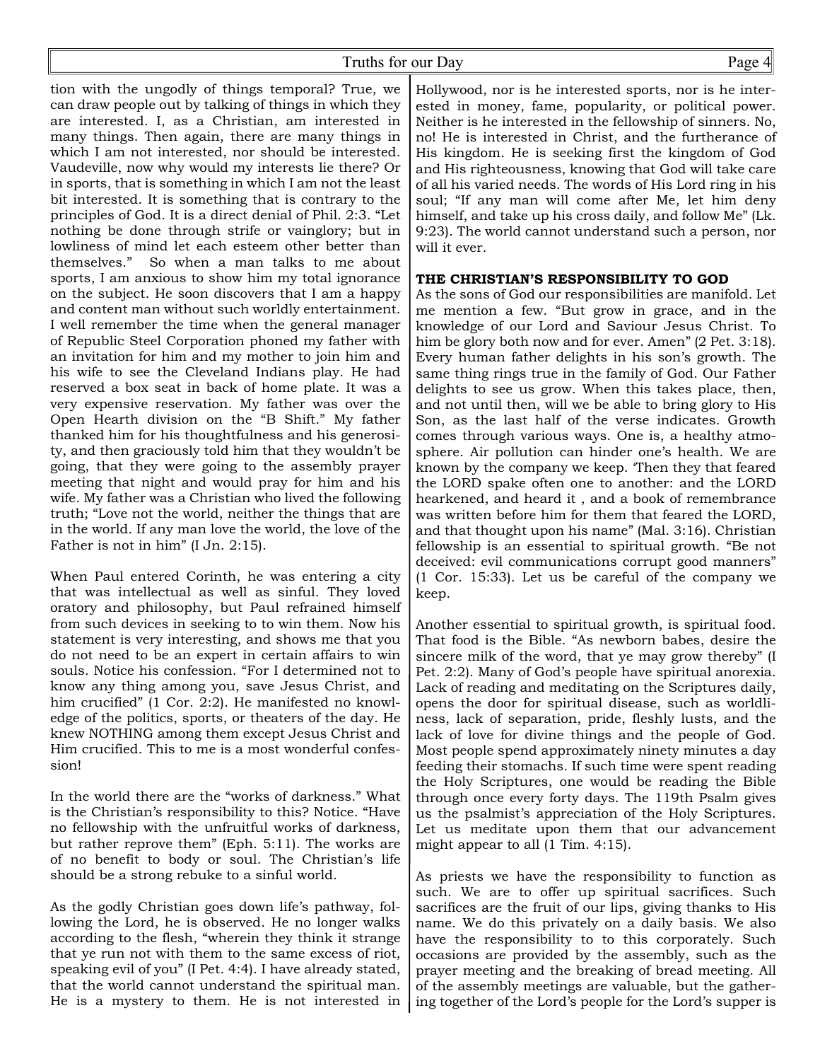tion with the ungodly of things temporal? True, we can draw people out by talking of things in which they are interested. I, as a Christian, am interested in many things. Then again, there are many things in which I am not interested, nor should be interested. Vaudeville, now why would my interests lie there? Or in sports, that is something in which I am not the least bit interested. It is something that is contrary to the principles of God. It is a direct denial of Phil. 2:3. "Let nothing be done through strife or vainglory; but in lowliness of mind let each esteem other better than themselves." So when a man talks to me about sports, I am anxious to show him my total ignorance on the subject. He soon discovers that I am a happy and content man without such worldly entertainment. I well remember the time when the general manager of Republic Steel Corporation phoned my father with an invitation for him and my mother to join him and his wife to see the Cleveland Indians play. He had reserved a box seat in back of home plate. It was a very expensive reservation. My father was over the Open Hearth division on the "B Shift." My father thanked him for his thoughtfulness and his generosity, and then graciously told him that they wouldn't be going, that they were going to the assembly prayer meeting that night and would pray for him and his wife. My father was a Christian who lived the following truth; "Love not the world, neither the things that are in the world. If any man love the world, the love of the Father is not in him" (I Jn. 2:15).

When Paul entered Corinth, he was entering a city that was intellectual as well as sinful. They loved oratory and philosophy, but Paul refrained himself from such devices in seeking to to win them. Now his statement is very interesting, and shows me that you do not need to be an expert in certain affairs to win souls. Notice his confession. "For I determined not to know any thing among you, save Jesus Christ, and him crucified" (1 Cor. 2:2). He manifested no knowledge of the politics, sports, or theaters of the day. He knew NOTHING among them except Jesus Christ and Him crucified. This to me is a most wonderful confession!

In the world there are the "works of darkness." What is the Christian's responsibility to this? Notice. "Have no fellowship with the unfruitful works of darkness, but rather reprove them" (Eph. 5:11). The works are of no benefit to body or soul. The Christian's life should be a strong rebuke to a sinful world.

As the godly Christian goes down life's pathway, following the Lord, he is observed. He no longer walks according to the flesh, "wherein they think it strange that ye run not with them to the same excess of riot, speaking evil of you" (I Pet. 4:4). I have already stated, that the world cannot understand the spiritual man. He is a mystery to them. He is not interested in Hollywood, nor is he interested sports, nor is he interested in money, fame, popularity, or political power. Neither is he interested in the fellowship of sinners. No, no! He is interested in Christ, and the furtherance of His kingdom. He is seeking first the kingdom of God and His righteousness, knowing that God will take care of all his varied needs. The words of His Lord ring in his soul; "If any man will come after Me, let him deny himself, and take up his cross daily, and follow Me" (Lk. 9:23). The world cannot understand such a person, nor will it ever.

**THE CHRISTIAN'S RESPONSIBILITY TO GOD**

As the sons of God our responsibilities are manifold. Let me mention a few. "But grow in grace, and in the knowledge of our Lord and Saviour Jesus Christ. To him be glory both now and for ever. Amen" (2 Pet. 3:18). Every human father delights in his son's growth. The same thing rings true in the family of God. Our Father delights to see us grow. When this takes place, then, and not until then, will we be able to bring glory to His Son, as the last half of the verse indicates. Growth comes through various ways. One is, a healthy atmosphere. Air pollution can hinder one's health. We are known by the company we keep. 'Then they that feared the LORD spake often one to another: and the LORD hearkened, and heard it , and a book of remembrance was written before him for them that feared the LORD, and that thought upon his name" (Mal. 3:16). Christian fellowship is an essential to spiritual growth. "Be not deceived: evil communications corrupt good manners" (1 Cor. 15:33). Let us be careful of the company we keep.

Another essential to spiritual growth, is spiritual food. That food is the Bible. "As newborn babes, desire the sincere milk of the word, that ye may grow thereby" (I Pet. 2:2). Many of God's people have spiritual anorexia. Lack of reading and meditating on the Scriptures daily, opens the door for spiritual disease, such as worldliness, lack of separation, pride, fleshly lusts, and the lack of love for divine things and the people of God. Most people spend approximately ninety minutes a day feeding their stomachs. If such time were spent reading the Holy Scriptures, one would be reading the Bible through once every forty days. The 119th Psalm gives us the psalmist's appreciation of the Holy Scriptures. Let us meditate upon them that our advancement might appear to all (1 Tim. 4:15).

As priests we have the responsibility to function as such. We are to offer up spiritual sacrifices. Such sacrifices are the fruit of our lips, giving thanks to His name. We do this privately on a daily basis. We also have the responsibility to to this corporately. Such occasions are provided by the assembly, such as the prayer meeting and the breaking of bread meeting. All of the assembly meetings are valuable, but the gathering together of the Lord's people for the Lord's supper is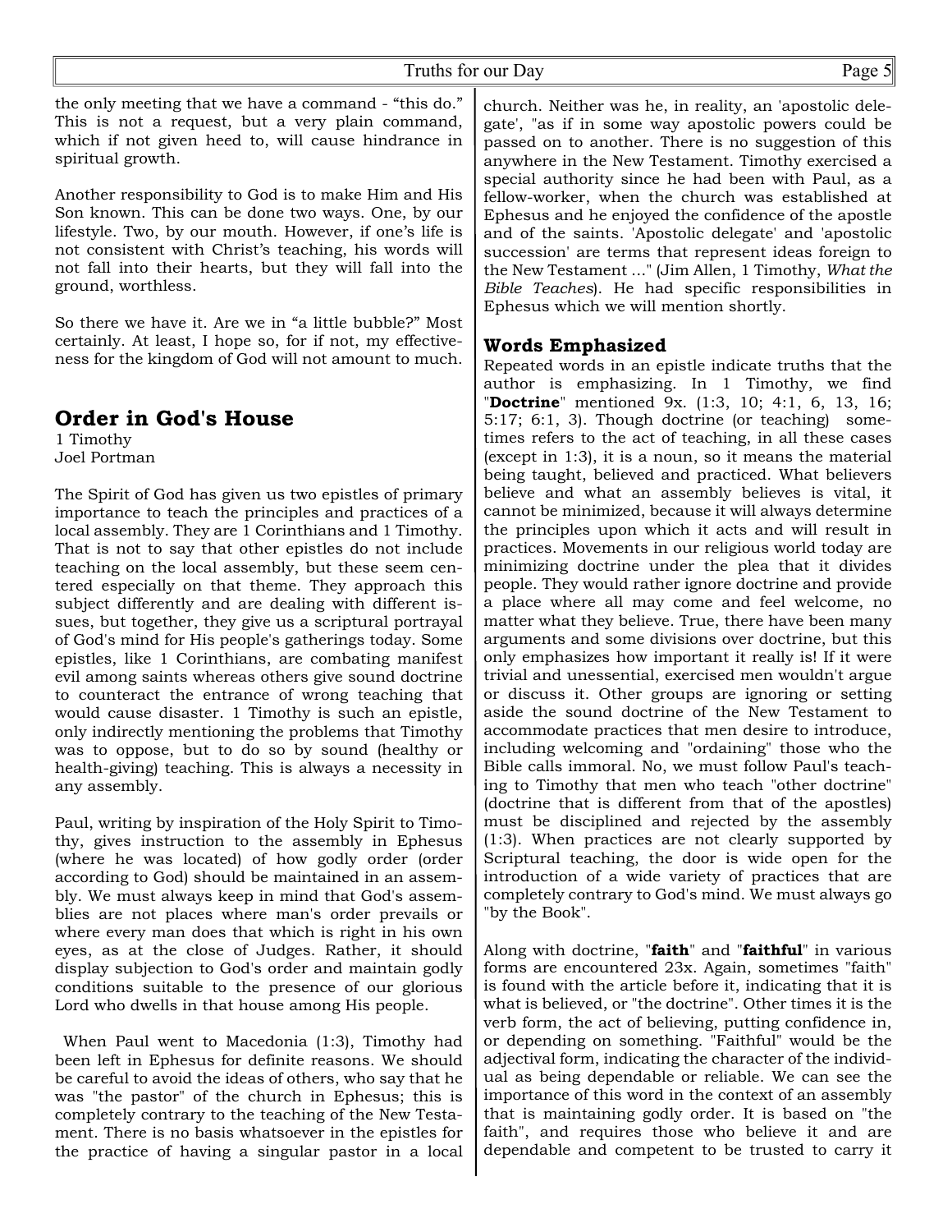the only meeting that we have a command - "this do." This is not a request, but a very plain command, which if not given heed to, will cause hindrance in spiritual growth.

Another responsibility to God is to make Him and His Son known. This can be done two ways. One, by our lifestyle. Two, by our mouth. However, if one's life is not consistent with Christ's teaching, his words will not fall into their hearts, but they will fall into the ground, worthless.

So there we have it. Are we in "a little bubble?" Most certainly. At least, I hope so, for if not, my effectiveness for the kingdom of God will not amount to much.

## Order in God's House

1 Timothy
Joel Portman

The Spirit of God has given us two epistles of primary importance to teach the principles and practices of a local assembly. They are 1 Corinthians and 1 Timothy. That is not to say that other epistles do not include teaching on the local assembly, but these seem centered especially on that theme. They approach this subject differently and are dealing with different issues, but together, they give us a scriptural portrayal of God's mind for His people's gatherings today. Some epistles, like 1 Corinthians, are combating manifest evil among saints whereas others give sound doctrine to counteract the entrance of wrong teaching that would cause disaster. 1 Timothy is such an epistle, only indirectly mentioning the problems that Timothy was to oppose, but to do so by sound (healthy or health-giving) teaching. This is always a necessity in any assembly.

Paul, writing by inspiration of the Holy Spirit to Timothy, gives instruction to the assembly in Ephesus (where he was located) of how godly order (order according to God) should be maintained in an assembly. We must always keep in mind that God's assemblies are not places where man's order prevails or where every man does that which is right in his own eyes, as at the close of Judges. Rather, it should display subjection to God's order and maintain godly conditions suitable to the presence of our glorious Lord who dwells in that house among His people.

When Paul went to Macedonia (1:3), Timothy had been left in Ephesus for definite reasons. We should be careful to avoid the ideas of others, who say that he was "the pastor" of the church in Ephesus; this is completely contrary to the teaching of the New Testament. There is no basis whatsoever in the epistles for the practice of having a singular pastor in a local church. Neither was he, in reality, an 'apostolic delegate', "as if in some way apostolic powers could be passed on to another. There is no suggestion of this anywhere in the New Testament. Timothy exercised a special authority since he had been with Paul, as a fellow-worker, when the church was established at Ephesus and he enjoyed the confidence of the apostle and of the saints. 'Apostolic delegate' and 'apostolic succession' are terms that represent ideas foreign to the New Testament ..." (Jim Allen, 1 Timothy, *What the Bible Teaches*). He had specific responsibilities in Ephesus which we will mention shortly.

### Words Emphasized

Repeated words in an epistle indicate truths that the author is emphasizing. In 1 Timothy, we find "**Doctrine**" mentioned 9x. (1:3, 10; 4:1, 6, 13, 16; 5:17; 6:1, 3). Though doctrine (or teaching) sometimes refers to the act of teaching, in all these cases (except in 1:3), it is a noun, so it means the material being taught, believed and practiced. What believers believe and what an assembly believes is vital, it cannot be minimized, because it will always determine the principles upon which it acts and will result in practices. Movements in our religious world today are minimizing doctrine under the plea that it divides people. They would rather ignore doctrine and provide a place where all may come and feel welcome, no matter what they believe. True, there have been many arguments and some divisions over doctrine, but this only emphasizes how important it really is! If it were trivial and unessential, exercised men wouldn't argue or discuss it. Other groups are ignoring or setting aside the sound doctrine of the New Testament to accommodate practices that men desire to introduce, including welcoming and "ordaining" those who the Bible calls immoral. No, we must follow Paul's teaching to Timothy that men who teach "other doctrine" (doctrine that is different from that of the apostles) must be disciplined and rejected by the assembly (1:3). When practices are not clearly supported by Scriptural teaching, the door is wide open for the introduction of a wide variety of practices that are completely contrary to God's mind. We must always go "by the Book".

Along with doctrine, "**faith**" and "**faithful**" in various forms are encountered 23x. Again, sometimes "faith" is found with the article before it, indicating that it is what is believed, or "the doctrine". Other times it is the verb form, the act of believing, putting confidence in, or depending on something. "Faithful" would be the adjectival form, indicating the character of the individual as being dependable or reliable. We can see the importance of this word in the context of an assembly that is maintaining godly order. It is based on "the faith", and requires those who believe it and are dependable and competent to be trusted to carry it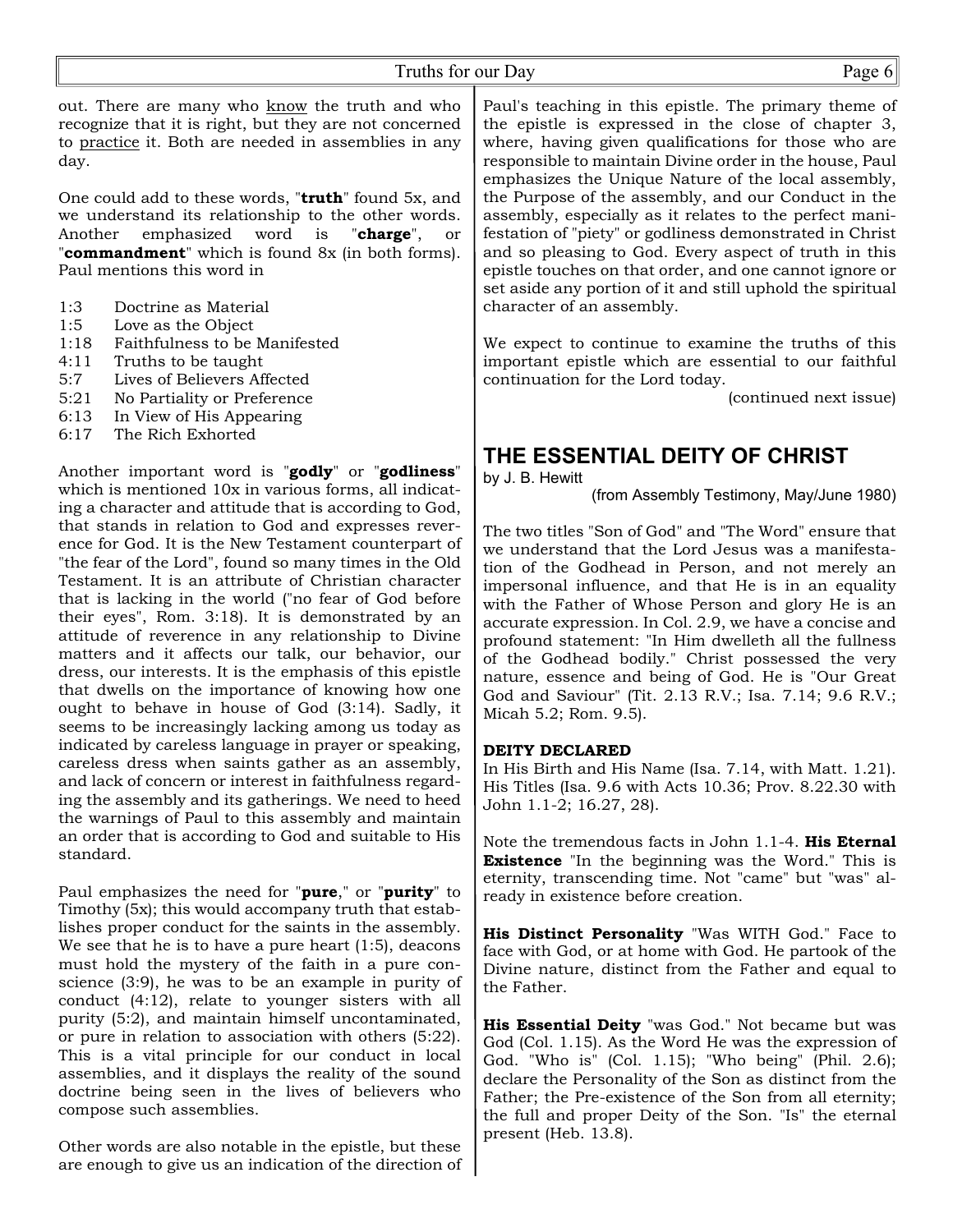out. There are many who <u>know</u> the truth and who recognize that it is right, but they are not concerned to <u>practice</u> it. Both are needed in assemblies in any day.

One could add to these words, "**truth**" found 5x, and we understand its relationship to the other words. Another emphasized word is "**charge**", or "**commandment**" which is found 8x (in both forms). Paul mentions this word in

- 1:3 Doctrine as Material
- 1:5 Love as the Object
- 1:18 Faithfulness to be Manifested
- 4:11 Truths to be taught
- 5:7 Lives of Believers Affected
- 5:21 No Partiality or Preference
- 6:13 In View of His Appearing
- 6:17 The Rich Exhorted

Another important word is "**godly**" or "**godliness**" which is mentioned 10x in various forms, all indicating a character and attitude that is according to God, that stands in relation to God and expresses reverence for God. It is the New Testament counterpart of "the fear of the Lord", found so many times in the Old Testament. It is an attribute of Christian character that is lacking in the world ("no fear of God before their eyes", Rom. 3:18). It is demonstrated by an attitude of reverence in any relationship to Divine matters and it affects our talk, our behavior, our dress, our interests. It is the emphasis of this epistle that dwells on the importance of knowing how one ought to behave in house of God (3:14). Sadly, it seems to be increasingly lacking among us today as indicated by careless language in prayer or speaking, careless dress when saints gather as an assembly, and lack of concern or interest in faithfulness regarding the assembly and its gatherings. We need to heed the warnings of Paul to this assembly and maintain an order that is according to God and suitable to His standard.

Paul emphasizes the need for "**pure**," or "**purity**" to Timothy (5x); this would accompany truth that establishes proper conduct for the saints in the assembly. We see that he is to have a pure heart (1:5), deacons must hold the mystery of the faith in a pure conscience (3:9), he was to be an example in purity of conduct (4:12), relate to younger sisters with all purity (5:2), and maintain himself uncontaminated, or pure in relation to association with others (5:22). This is a vital principle for our conduct in local assemblies, and it displays the reality of the sound doctrine being seen in the lives of believers who compose such assemblies.

Other words are also notable in the epistle, but these are enough to give us an indication of the direction of Paul's teaching in this epistle. The primary theme of the epistle is expressed in the close of chapter 3, where, having given qualifications for those who are responsible to maintain Divine order in the house, Paul emphasizes the Unique Nature of the local assembly, the Purpose of the assembly, and our Conduct in the assembly, especially as it relates to the perfect manifestation of "piety" or godliness demonstrated in Christ and so pleasing to God. Every aspect of truth in this epistle touches on that order, and one cannot ignore or set aside any portion of it and still uphold the spiritual character of an assembly.

We expect to continue to examine the truths of this important epistle which are essential to our faithful continuation for the Lord today.

(continued next issue)

# THE ESSENTIAL DEITY OF CHRIST

by J. B. Hewitt

(from Assembly Testimony, May/June 1980)

The two titles "Son of God" and "The Word" ensure that we understand that the Lord Jesus was a manifestation of the Godhead in Person, and not merely an impersonal influence, and that He is in an equality with the Father of Whose Person and glory He is an accurate expression. In Col. 2.9, we have a concise and profound statement: "In Him dwelleth all the fullness of the Godhead bodily." Christ possessed the very nature, essence and being of God. He is "Our Great God and Saviour" (Tit. 2.13 R.V.; Isa. 7.14; 9.6 R.V.; Micah 5.2; Rom. 9.5).

**DEITY DECLARED**

In His Birth and His Name (Isa. 7.14, with Matt. 1.21). His Titles (Isa. 9.6 with Acts 10.36; Prov. 8.22.30 with John 1.1-2; 16.27, 28).

Note the tremendous facts in John 1.1-4. **His Eternal Existence** "In the beginning was the Word." This is eternity, transcending time. Not "came" but "was" already in existence before creation.

**His Distinct Personality** "Was WITH God." Face to face with God, or at home with God. He partook of the Divine nature, distinct from the Father and equal to the Father.

**His Essential Deity** "was God." Not became but was God (Col. 1.15). As the Word He was the expression of God. "Who is" (Col. 1.15); "Who being" (Phil. 2.6); declare the Personality of the Son as distinct from the Father; the Pre-existence of the Son from all eternity; the full and proper Deity of the Son. "Is" the eternal present (Heb. 13.8).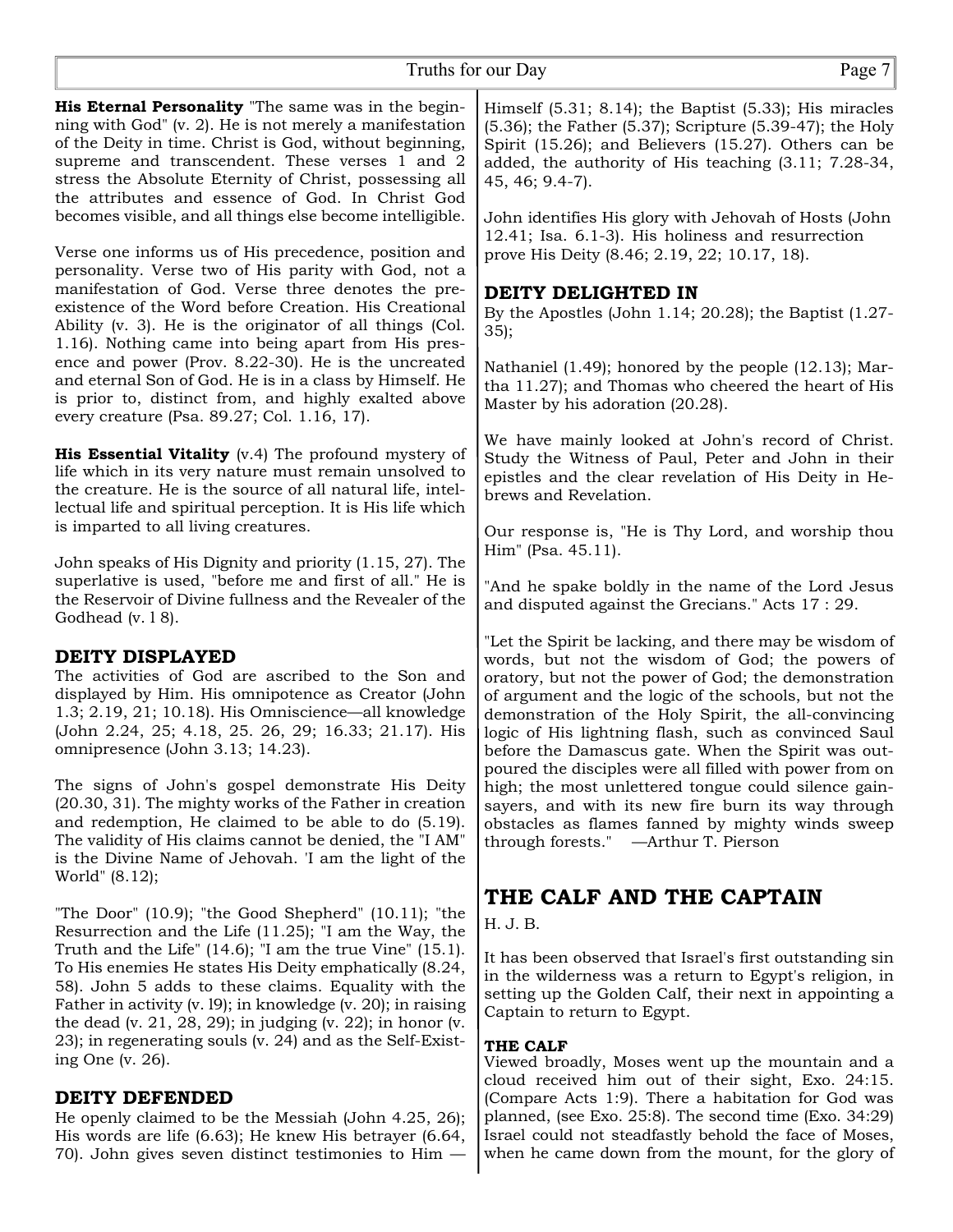**His Eternal Personality** "The same was in the beginning with God" (v. 2). He is not merely a manifestation of the Deity in time. Christ is God, without beginning, supreme and transcendent. These verses 1 and 2 stress the Absolute Eternity of Christ, possessing all the attributes and essence of God. In Christ God becomes visible, and all things else become intelligible.

Verse one informs us of His precedence, position and personality. Verse two of His parity with God, not a manifestation of God. Verse three denotes the pre-existence of the Word before Creation. His Creational Ability (v. 3). He is the originator of all things (Col. 1.16). Nothing came into being apart from His presence and power (Prov. 8.22-30). He is the uncreated and eternal Son of God. He is in a class by Himself. He is prior to, distinct from, and highly exalted above every creature (Psa. 89.27; Col. 1.16, 17).

**His Essential Vitality** (v.4) The profound mystery of life which in its very nature must remain unsolved to the creature. He is the source of all natural life, intellectual life and spiritual perception. It is His life which is imparted to all living creatures.

John speaks of His Dignity and priority (1.15, 27). The superlative is used, "before me and first of all." He is the Reservoir of Divine fullness and the Revealer of the Godhead (v. l 8).

## DEITY DISPLAYED

The activities of God are ascribed to the Son and displayed by Him. His omnipotence as Creator (John 1.3; 2.19, 21; 10.18). His Omniscience—all knowledge (John 2.24, 25; 4.18, 25. 26, 29; 16.33; 21.17). His omnipresence (John 3.13; 14.23).

The signs of John's gospel demonstrate His Deity (20.30, 31). The mighty works of the Father in creation and redemption, He claimed to be able to do (5.19). The validity of His claims cannot be denied, the "I AM" is the Divine Name of Jehovah. 'I am the light of the World" (8.12);

"The Door" (10.9); "the Good Shepherd" (10.11); "the Resurrection and the Life (11.25); "I am the Way, the Truth and the Life" (14.6); "I am the true Vine" (15.1). To His enemies He states His Deity emphatically (8.24, 58). John 5 adds to these claims. Equality with the Father in activity (v. l9); in knowledge (v. 20); in raising the dead (v. 21, 28, 29); in judging (v. 22); in honor (v. 23); in regenerating souls (v. 24) and as the Self-Existing One (v. 26).

## DEITY DEFENDED

He openly claimed to be the Messiah (John 4.25, 26); His words are life (6.63); He knew His betrayer (6.64, 70). John gives seven distinct testimonies to Him — Himself (5.31; 8.14); the Baptist (5.33); His miracles (5.36); the Father (5.37); Scripture (5.39-47); the Holy Spirit (15.26); and Believers (15.27). Others can be added, the authority of His teaching (3.11; 7.28-34, 45, 46; 9.4-7).

John identifies His glory with Jehovah of Hosts (John 12.41; Isa. 6.1-3). His holiness and resurrection prove His Deity (8.46; 2.19, 22; 10.17, 18).

## DEITY DELIGHTED IN

By the Apostles (John 1.14; 20.28); the Baptist (1.27-35);

Nathaniel (1.49); honored by the people (12.13); Martha 11.27); and Thomas who cheered the heart of His Master by his adoration (20.28).

We have mainly looked at John's record of Christ. Study the Witness of Paul, Peter and John in their epistles and the clear revelation of His Deity in Hebrews and Revelation.

Our response is, "He is Thy Lord, and worship thou Him" (Psa. 45.11).

"And he spake boldly in the name of the Lord Jesus and disputed against the Grecians." Acts 17 : 29.

"Let the Spirit be lacking, and there may be wisdom of words, but not the wisdom of God; the powers of oratory, but not the power of God; the demonstration of argument and the logic of the schools, but not the demonstration of the Holy Spirit, the all-convincing logic of His lightning flash, such as convinced Saul before the Damascus gate. When the Spirit was outpoured the disciples were all filled with power from on high; the most unlettered tongue could silence gainsayers, and with its new fire burn its way through obstacles as flames fanned by mighty winds sweep through forests." —Arthur T. Pierson

# THE CALF AND THE CAPTAIN

H. J. B.

It has been observed that Israel's first outstanding sin in the wilderness was a return to Egypt's religion, in setting up the Golden Calf, their next in appointing a Captain to return to Egypt.

### THE CALF

Viewed broadly, Moses went up the mountain and a cloud received him out of their sight, Exo. 24:15. (Compare Acts 1:9). There a habitation for God was planned, (see Exo. 25:8). The second time (Exo. 34:29) Israel could not steadfastly behold the face of Moses, when he came down from the mount, for the glory of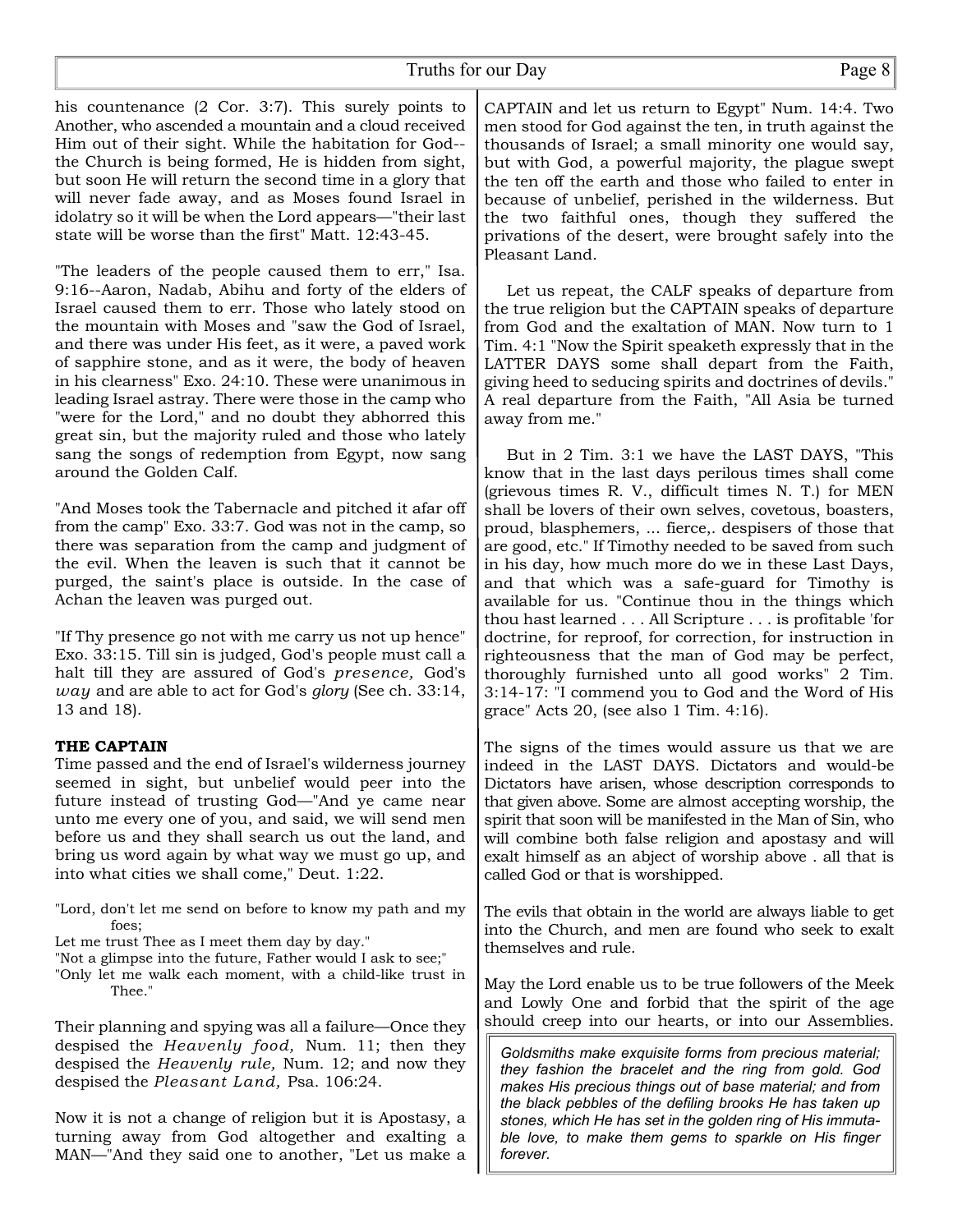his countenance (2 Cor. 3:7). This surely points to Another, who ascended a mountain and a cloud received Him out of their sight. While the habitation for God--the Church is being formed, He is hidden from sight, but soon He will return the second time in a glory that will never fade away, and as Moses found Israel in idolatry so it will be when the Lord appears—"their last state will be worse than the first" Matt. 12:43-45.

"The leaders of the people caused them to err," Isa. 9:16--Aaron, Nadab, Abihu and forty of the elders of Israel caused them to err. Those who lately stood on the mountain with Moses and "saw the God of Israel, and there was under His feet, as it were, a paved work of sapphire stone, and as it were, the body of heaven in his clearness" Exo. 24:10. These were unanimous in leading Israel astray. There were those in the camp who "were for the Lord," and no doubt they abhorred this great sin, but the majority ruled and those who lately sang the songs of redemption from Egypt, now sang around the Golden Calf.

"And Moses took the Tabernacle and pitched it afar off from the camp" Exo. 33:7. God was not in the camp, so there was separation from the camp and judgment of the evil. When the leaven is such that it cannot be purged, the saint's place is outside. In the case of Achan the leaven was purged out.

"If Thy presence go not with me carry us not up hence" Exo. 33:15. Till sin is judged, God's people must call a halt till they are assured of God's *presence,* God's *way* and are able to act for God's *glory* (See ch. 33:14, 13 and 18).

**THE CAPTAIN**

Time passed and the end of Israel's wilderness journey seemed in sight, but unbelief would peer into the future instead of trusting God—"And ye came near unto me every one of you, and said, we will send men before us and they shall search us out the land, and bring us word again by what way we must go up, and into what cities we shall come," Deut. 1:22.

"Lord, don't let me send on before to know my path and my foes;
Let me trust Thee as I meet them day by day."
"Not a glimpse into the future, Father would I ask to see;"
"Only let me walk each moment, with a child-like trust in Thee."

Their planning and spying was all a failure—Once they despised the *Heavenly food,* Num. 11; then they despised the *Heavenly rule,* Num. 12; and now they despised the *Pleasant Land,* Psa. 106:24.

Now it is not a change of religion but it is Apostasy, a turning away from God altogether and exalting a MAN—"And they said one to another, "Let us make a CAPTAIN and let us return to Egypt" Num. 14:4. Two men stood for God against the ten, in truth against the thousands of Israel; a small minority one would say, but with God, a powerful majority, the plague swept the ten off the earth and those who failed to enter in because of unbelief, perished in the wilderness. But the two faithful ones, though they suffered the privations of the desert, were brought safely into the Pleasant Land.

Let us repeat, the CALF speaks of departure from the true religion but the CAPTAIN speaks of departure from God and the exaltation of MAN. Now turn to 1 Tim. 4:1 "Now the Spirit speaketh expressly that in the LATTER DAYS some shall depart from the Faith, giving heed to seducing spirits and doctrines of devils." A real departure from the Faith, "All Asia be turned away from me."

But in 2 Tim. 3:1 we have the LAST DAYS, "This know that in the last days perilous times shall come (grievous times R. V., difficult times N. T.) for MEN shall be lovers of their own selves, covetous, boasters, proud, blasphemers, ... fierce,. despisers of those that are good, etc." If Timothy needed to be saved from such in his day, how much more do we in these Last Days, and that which was a safe-guard for Timothy is available for us. "Continue thou in the things which thou hast learned . . . All Scripture . . . is profitable 'for doctrine, for reproof, for correction, for instruction in righteousness that the man of God may be perfect, thoroughly furnished unto all good works" 2 Tim. 3:14-17: "I commend you to God and the Word of His grace" Acts 20, (see also 1 Tim. 4:16).

The signs of the times would assure us that we are indeed in the LAST DAYS. Dictators and would-be Dictators have arisen, whose description corresponds to that given above. Some are almost accepting worship, the spirit that soon will be manifested in the Man of Sin, who will combine both false religion and apostasy and will exalt himself as an abject of worship above . all that is called God or that is worshipped.

The evils that obtain in the world are always liable to get into the Church, and men are found who seek to exalt themselves and rule.

May the Lord enable us to be true followers of the Meek and Lowly One and forbid that the spirit of the age should creep into our hearts, or into our Assemblies.

*Goldsmiths make exquisite forms from precious material; they fashion the bracelet and the ring from gold. God makes His precious things out of base material; and from the black pebbles of the defiling brooks He has taken up stones, which He has set in the golden ring of His immutable love, to make them gems to sparkle on His finger forever.*